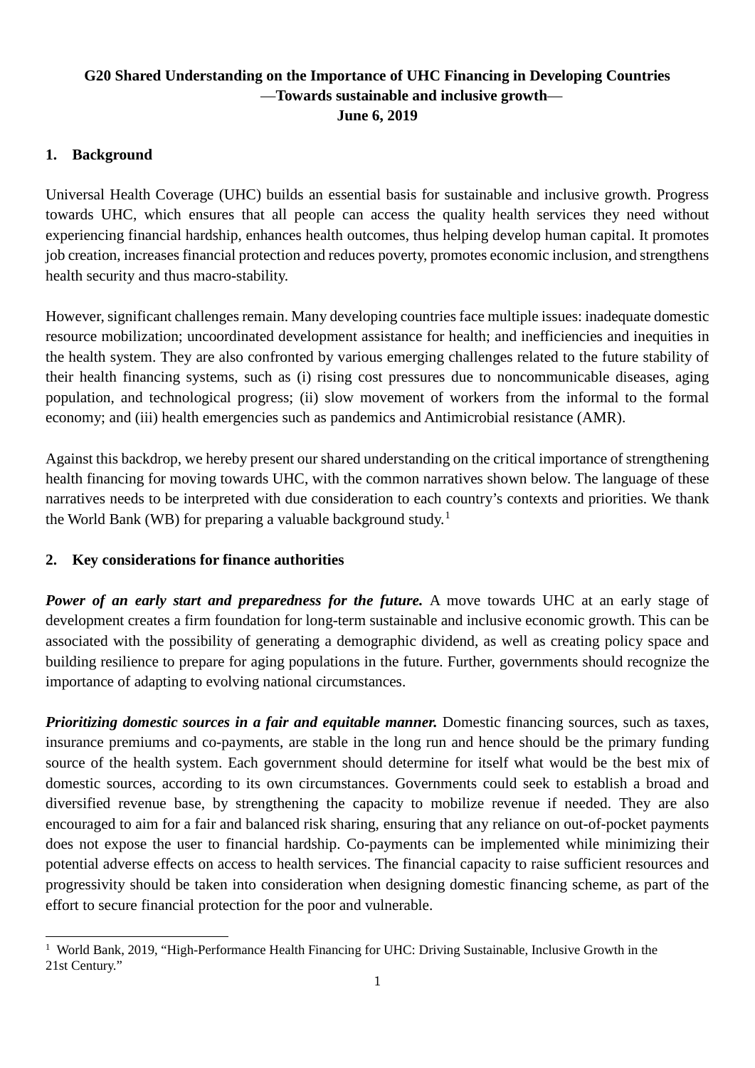# G20 Shared Understanding on the Importance of UHC Financing in Developing Countries
## —Towards sustainable and inclusive growth—
**June 6, 2019**

## 1. Background

Universal Health Coverage (UHC) builds an essential basis for sustainable and inclusive growth. Progress towards UHC, which ensures that all people can access the quality health services they need without experiencing financial hardship, enhances health outcomes, thus helping develop human capital. It promotes job creation, increases financial protection and reduces poverty, promotes economic inclusion, and strengthens health security and thus macro-stability.

However, significant challenges remain. Many developing countries face multiple issues: inadequate domestic resource mobilization; uncoordinated development assistance for health; and inefficiencies and inequities in the health system. They are also confronted by various emerging challenges related to the future stability of their health financing systems, such as (i) rising cost pressures due to noncommunicable diseases, aging population, and technological progress; (ii) slow movement of workers from the informal to the formal economy; and (iii) health emergencies such as pandemics and Antimicrobial resistance (AMR).

Against this backdrop, we hereby present our shared understanding on the critical importance of strengthening health financing for moving towards UHC, with the common narratives shown below. The language of these narratives needs to be interpreted with due consideration to each country's contexts and priorities. We thank the World Bank (WB) for preparing a valuable background study.[1]

## 2. Key considerations for finance authorities

***Power of an early start and preparedness for the future.*** A move towards UHC at an early stage of development creates a firm foundation for long-term sustainable and inclusive economic growth. This can be associated with the possibility of generating a demographic dividend, as well as creating policy space and building resilience to prepare for aging populations in the future. Further, governments should recognize the importance of adapting to evolving national circumstances.

***Prioritizing domestic sources in a fair and equitable manner.*** Domestic financing sources, such as taxes, insurance premiums and co-payments, are stable in the long run and hence should be the primary funding source of the health system. Each government should determine for itself what would be the best mix of domestic sources, according to its own circumstances. Governments could seek to establish a broad and diversified revenue base, by strengthening the capacity to mobilize revenue if needed. They are also encouraged to aim for a fair and balanced risk sharing, ensuring that any reliance on out-of-pocket payments does not expose the user to financial hardship. Co-payments can be implemented while minimizing their potential adverse effects on access to health services. The financial capacity to raise sufficient resources and progressivity should be taken into consideration when designing domestic financing scheme, as part of the effort to secure financial protection for the poor and vulnerable.

---

[1] World Bank, 2019, "High-Performance Health Financing for UHC: Driving Sustainable, Inclusive Growth in the 21st Century."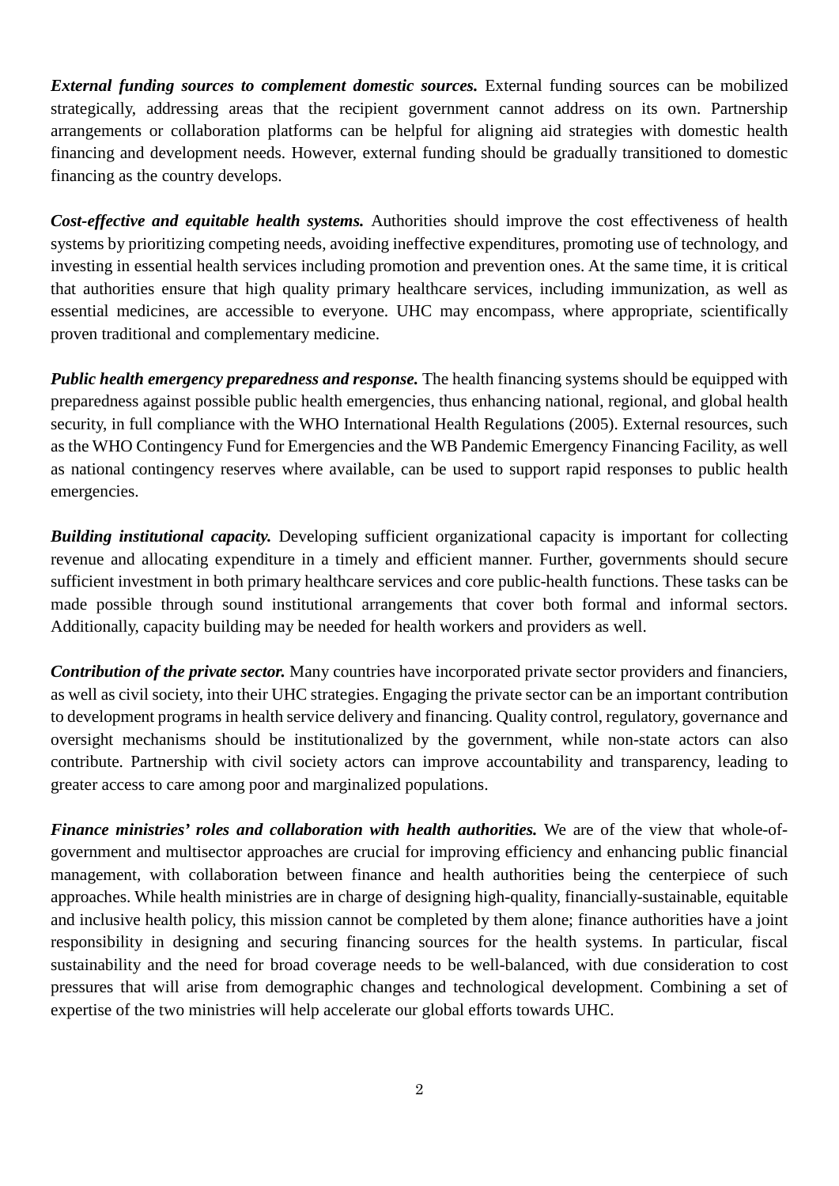***External funding sources to complement domestic sources.*** External funding sources can be mobilized strategically, addressing areas that the recipient government cannot address on its own. Partnership arrangements or collaboration platforms can be helpful for aligning aid strategies with domestic health financing and development needs. However, external funding should be gradually transitioned to domestic financing as the country develops.

***Cost-effective and equitable health systems.*** Authorities should improve the cost effectiveness of health systems by prioritizing competing needs, avoiding ineffective expenditures, promoting use of technology, and investing in essential health services including promotion and prevention ones. At the same time, it is critical that authorities ensure that high quality primary healthcare services, including immunization, as well as essential medicines, are accessible to everyone. UHC may encompass, where appropriate, scientifically proven traditional and complementary medicine.

***Public health emergency preparedness and response.*** The health financing systems should be equipped with preparedness against possible public health emergencies, thus enhancing national, regional, and global health security, in full compliance with the WHO International Health Regulations (2005). External resources, such as the WHO Contingency Fund for Emergencies and the WB Pandemic Emergency Financing Facility, as well as national contingency reserves where available, can be used to support rapid responses to public health emergencies.

***Building institutional capacity.*** Developing sufficient organizational capacity is important for collecting revenue and allocating expenditure in a timely and efficient manner. Further, governments should secure sufficient investment in both primary healthcare services and core public-health functions. These tasks can be made possible through sound institutional arrangements that cover both formal and informal sectors. Additionally, capacity building may be needed for health workers and providers as well.

***Contribution of the private sector.*** Many countries have incorporated private sector providers and financiers, as well as civil society, into their UHC strategies. Engaging the private sector can be an important contribution to development programs in health service delivery and financing. Quality control, regulatory, governance and oversight mechanisms should be institutionalized by the government, while non-state actors can also contribute. Partnership with civil society actors can improve accountability and transparency, leading to greater access to care among poor and marginalized populations.

***Finance ministries' roles and collaboration with health authorities.*** We are of the view that whole-of-government and multisector approaches are crucial for improving efficiency and enhancing public financial management, with collaboration between finance and health authorities being the centerpiece of such approaches. While health ministries are in charge of designing high-quality, financially-sustainable, equitable and inclusive health policy, this mission cannot be completed by them alone; finance authorities have a joint responsibility in designing and securing financing sources for the health systems. In particular, fiscal sustainability and the need for broad coverage needs to be well-balanced, with due consideration to cost pressures that will arise from demographic changes and technological development. Combining a set of expertise of the two ministries will help accelerate our global efforts towards UHC.